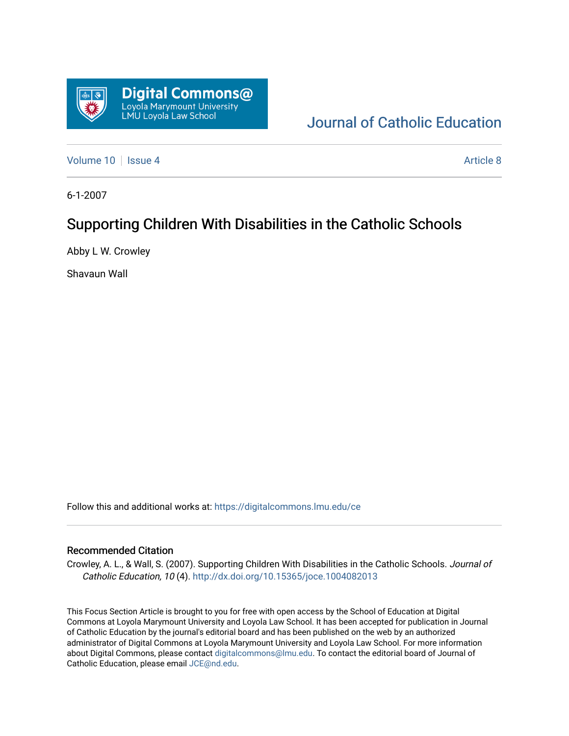Digital Commons@
Loyola Marymount University
LMU Loyola Law School

Journal of Catholic Education

Volume 10 | Issue 4 | Article 8

6-1-2007

# Supporting Children With Disabilities in the Catholic Schools

Abby L W. Crowley

Shavaun Wall

Follow this and additional works at: https://digitalcommons.lmu.edu/ce

## Recommended Citation

Crowley, A. L., & Wall, S. (2007). Supporting Children With Disabilities in the Catholic Schools. *Journal of Catholic Education, 10* (4). http://dx.doi.org/10.15365/joce.1004082013

This Focus Section Article is brought to you for free with open access by the School of Education at Digital Commons at Loyola Marymount University and Loyola Law School. It has been accepted for publication in Journal of Catholic Education by the journal's editorial board and has been published on the web by an authorized administrator of Digital Commons at Loyola Marymount University and Loyola Law School. For more information about Digital Commons, please contact digitalcommons@lmu.edu. To contact the editorial board of Journal of Catholic Education, please email JCE@nd.edu.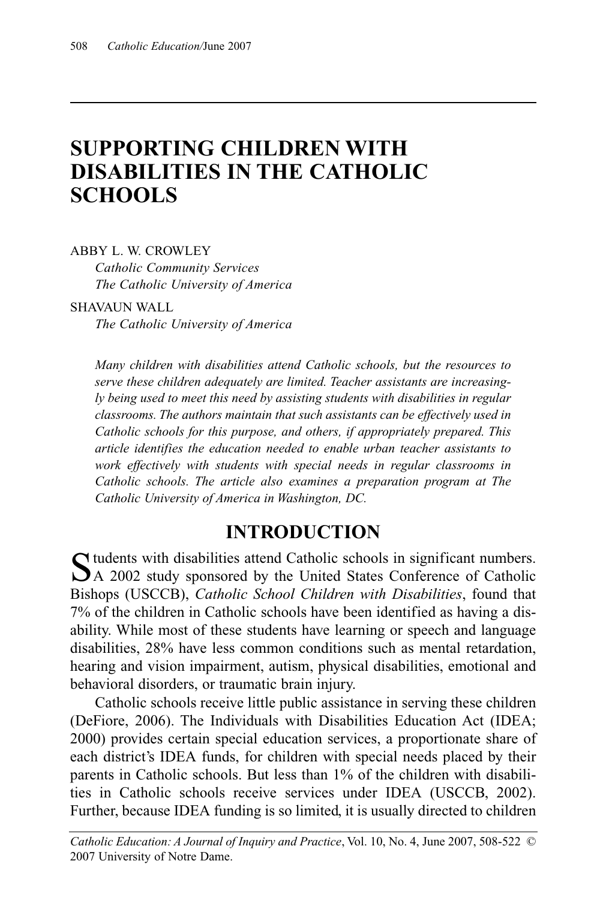# SUPPORTING CHILDREN WITH DISABILITIES IN THE CATHOLIC SCHOOLS

ABBY L. W. CROWLEY
*Catholic Community Services*
*The Catholic University of America*

SHAVAUN WALL
*The Catholic University of America*

*Many children with disabilities attend Catholic schools, but the resources to serve these children adequately are limited. Teacher assistants are increasingly being used to meet this need by assisting students with disabilities in regular classrooms. The authors maintain that such assistants can be effectively used in Catholic schools for this purpose, and others, if appropriately prepared. This article identifies the education needed to enable urban teacher assistants to work effectively with students with special needs in regular classrooms in Catholic schools. The article also examines a preparation program at The Catholic University of America in Washington, DC.*

## INTRODUCTION

Students with disabilities attend Catholic schools in significant numbers. A 2002 study sponsored by the United States Conference of Catholic Bishops (USCCB), *Catholic School Children with Disabilities*, found that 7% of the children in Catholic schools have been identified as having a disability. While most of these students have learning or speech and language disabilities, 28% have less common conditions such as mental retardation, hearing and vision impairment, autism, physical disabilities, emotional and behavioral disorders, or traumatic brain injury.

Catholic schools receive little public assistance in serving these children (DeFiore, 2006). The Individuals with Disabilities Education Act (IDEA; 2000) provides certain special education services, a proportionate share of each district's IDEA funds, for children with special needs placed by their parents in Catholic schools. But less than 1% of the children with disabilities in Catholic schools receive services under IDEA (USCCB, 2002). Further, because IDEA funding is so limited, it is usually directed to children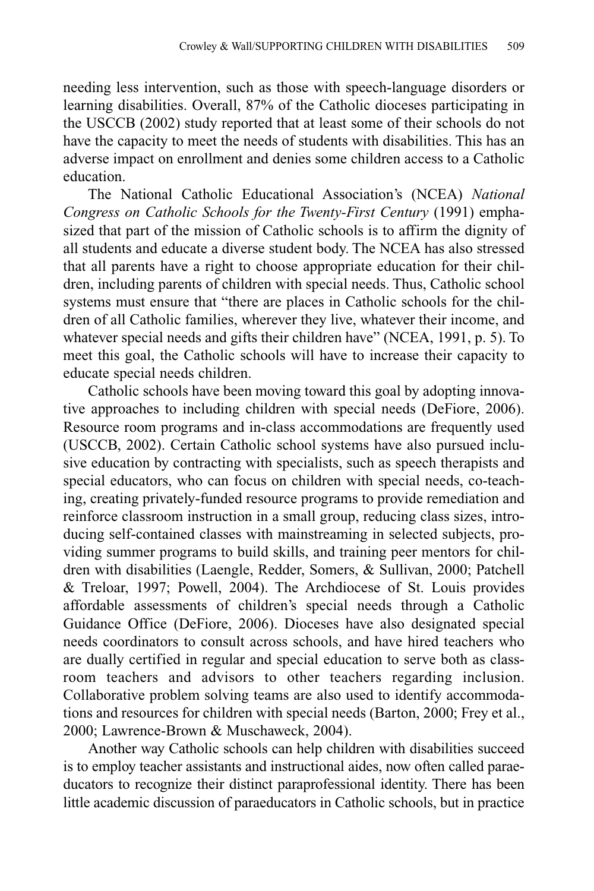needing less intervention, such as those with speech-language disorders or learning disabilities. Overall, 87% of the Catholic dioceses participating in the USCCB (2002) study reported that at least some of their schools do not have the capacity to meet the needs of students with disabilities. This has an adverse impact on enrollment and denies some children access to a Catholic education.

The National Catholic Educational Association's (NCEA) *National Congress on Catholic Schools for the Twenty-First Century* (1991) emphasized that part of the mission of Catholic schools is to affirm the dignity of all students and educate a diverse student body. The NCEA has also stressed that all parents have a right to choose appropriate education for their children, including parents of children with special needs. Thus, Catholic school systems must ensure that "there are places in Catholic schools for the children of all Catholic families, wherever they live, whatever their income, and whatever special needs and gifts their children have" (NCEA, 1991, p. 5). To meet this goal, the Catholic schools will have to increase their capacity to educate special needs children.

Catholic schools have been moving toward this goal by adopting innovative approaches to including children with special needs (DeFiore, 2006). Resource room programs and in-class accommodations are frequently used (USCCB, 2002). Certain Catholic school systems have also pursued inclusive education by contracting with specialists, such as speech therapists and special educators, who can focus on children with special needs, co-teaching, creating privately-funded resource programs to provide remediation and reinforce classroom instruction in a small group, reducing class sizes, introducing self-contained classes with mainstreaming in selected subjects, providing summer programs to build skills, and training peer mentors for children with disabilities (Laengle, Redder, Somers, & Sullivan, 2000; Patchell & Treloar, 1997; Powell, 2004). The Archdiocese of St. Louis provides affordable assessments of children's special needs through a Catholic Guidance Office (DeFiore, 2006). Dioceses have also designated special needs coordinators to consult across schools, and have hired teachers who are dually certified in regular and special education to serve both as classroom teachers and advisors to other teachers regarding inclusion. Collaborative problem solving teams are also used to identify accommodations and resources for children with special needs (Barton, 2000; Frey et al., 2000; Lawrence-Brown & Muschaweck, 2004).

Another way Catholic schools can help children with disabilities succeed is to employ teacher assistants and instructional aides, now often called paraeducators to recognize their distinct paraprofessional identity. There has been little academic discussion of paraeducators in Catholic schools, but in practice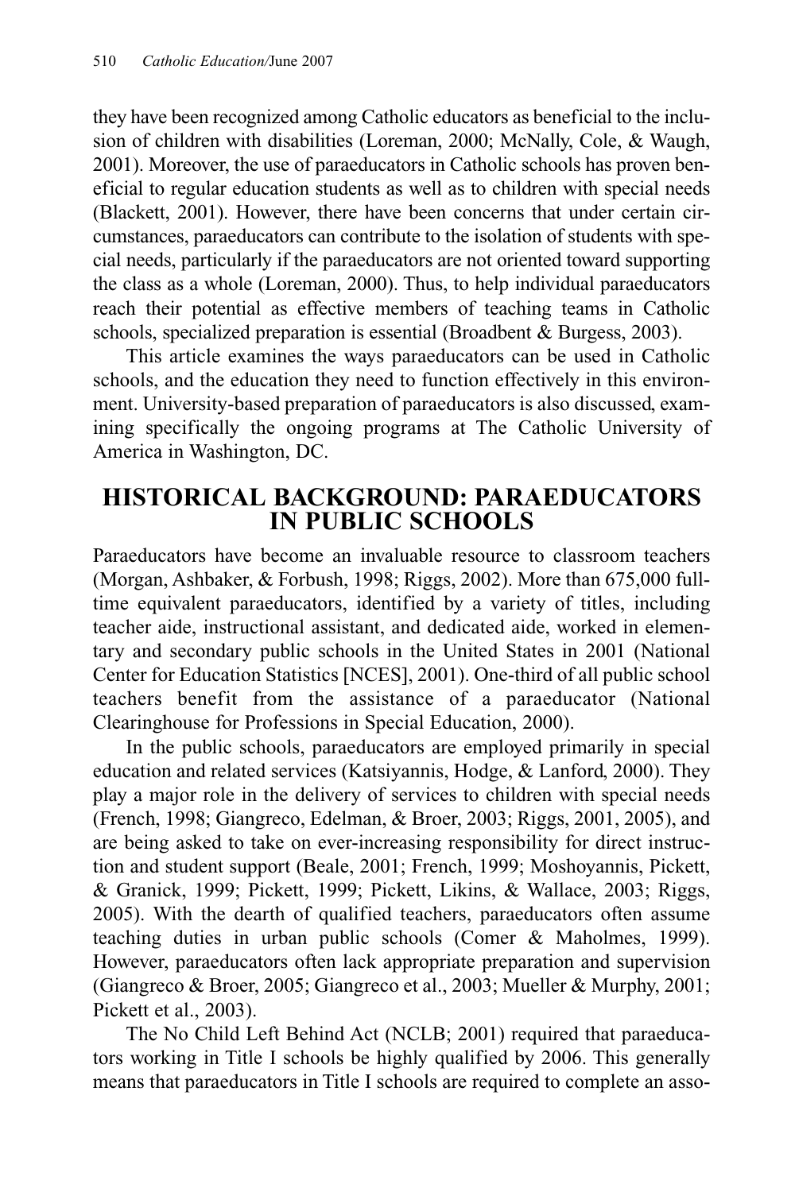they have been recognized among Catholic educators as beneficial to the inclusion of children with disabilities (Loreman, 2000; McNally, Cole, & Waugh, 2001). Moreover, the use of paraeducators in Catholic schools has proven beneficial to regular education students as well as to children with special needs (Blackett, 2001). However, there have been concerns that under certain circumstances, paraeducators can contribute to the isolation of students with special needs, particularly if the paraeducators are not oriented toward supporting the class as a whole (Loreman, 2000). Thus, to help individual paraeducators reach their potential as effective members of teaching teams in Catholic schools, specialized preparation is essential (Broadbent & Burgess, 2003).

This article examines the ways paraeducators can be used in Catholic schools, and the education they need to function effectively in this environment. University-based preparation of paraeducators is also discussed, examining specifically the ongoing programs at The Catholic University of America in Washington, DC.

## HISTORICAL BACKGROUND: PARAEDUCATORS IN PUBLIC SCHOOLS

Paraeducators have become an invaluable resource to classroom teachers (Morgan, Ashbaker, & Forbush, 1998; Riggs, 2002). More than 675,000 full-time equivalent paraeducators, identified by a variety of titles, including teacher aide, instructional assistant, and dedicated aide, worked in elementary and secondary public schools in the United States in 2001 (National Center for Education Statistics [NCES], 2001). One-third of all public school teachers benefit from the assistance of a paraeducator (National Clearinghouse for Professions in Special Education, 2000).

In the public schools, paraeducators are employed primarily in special education and related services (Katsiyannis, Hodge, & Lanford, 2000). They play a major role in the delivery of services to children with special needs (French, 1998; Giangreco, Edelman, & Broer, 2003; Riggs, 2001, 2005), and are being asked to take on ever-increasing responsibility for direct instruction and student support (Beale, 2001; French, 1999; Moshoyannis, Pickett, & Granick, 1999; Pickett, 1999; Pickett, Likins, & Wallace, 2003; Riggs, 2005). With the dearth of qualified teachers, paraeducators often assume teaching duties in urban public schools (Comer & Maholmes, 1999). However, paraeducators often lack appropriate preparation and supervision (Giangreco & Broer, 2005; Giangreco et al., 2003; Mueller & Murphy, 2001; Pickett et al., 2003).

The No Child Left Behind Act (NCLB; 2001) required that paraeducators working in Title I schools be highly qualified by 2006. This generally means that paraeducators in Title I schools are required to complete an asso-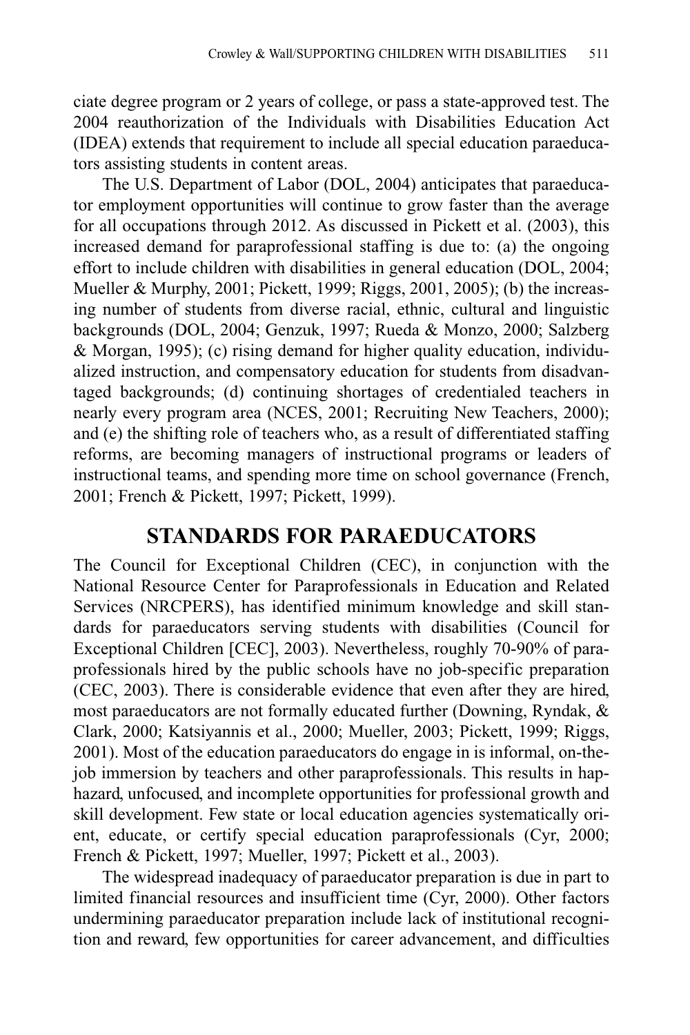ciate degree program or 2 years of college, or pass a state-approved test. The 2004 reauthorization of the Individuals with Disabilities Education Act (IDEA) extends that requirement to include all special education paraeducators assisting students in content areas.

The U.S. Department of Labor (DOL, 2004) anticipates that paraeducator employment opportunities will continue to grow faster than the average for all occupations through 2012. As discussed in Pickett et al. (2003), this increased demand for paraprofessional staffing is due to: (a) the ongoing effort to include children with disabilities in general education (DOL, 2004; Mueller & Murphy, 2001; Pickett, 1999; Riggs, 2001, 2005); (b) the increasing number of students from diverse racial, ethnic, cultural and linguistic backgrounds (DOL, 2004; Genzuk, 1997; Rueda & Monzo, 2000; Salzberg & Morgan, 1995); (c) rising demand for higher quality education, individualized instruction, and compensatory education for students from disadvantaged backgrounds; (d) continuing shortages of credentialed teachers in nearly every program area (NCES, 2001; Recruiting New Teachers, 2000); and (e) the shifting role of teachers who, as a result of differentiated staffing reforms, are becoming managers of instructional programs or leaders of instructional teams, and spending more time on school governance (French, 2001; French & Pickett, 1997; Pickett, 1999).

## STANDARDS FOR PARAEDUCATORS

The Council for Exceptional Children (CEC), in conjunction with the National Resource Center for Paraprofessionals in Education and Related Services (NRCPERS), has identified minimum knowledge and skill standards for paraeducators serving students with disabilities (Council for Exceptional Children [CEC], 2003). Nevertheless, roughly 70-90% of paraprofessionals hired by the public schools have no job-specific preparation (CEC, 2003). There is considerable evidence that even after they are hired, most paraeducators are not formally educated further (Downing, Ryndak, & Clark, 2000; Katsiyannis et al., 2000; Mueller, 2003; Pickett, 1999; Riggs, 2001). Most of the education paraeducators do engage in is informal, on-the-job immersion by teachers and other paraprofessionals. This results in haphazard, unfocused, and incomplete opportunities for professional growth and skill development. Few state or local education agencies systematically orient, educate, or certify special education paraprofessionals (Cyr, 2000; French & Pickett, 1997; Mueller, 1997; Pickett et al., 2003).

The widespread inadequacy of paraeducator preparation is due in part to limited financial resources and insufficient time (Cyr, 2000). Other factors undermining paraeducator preparation include lack of institutional recognition and reward, few opportunities for career advancement, and difficulties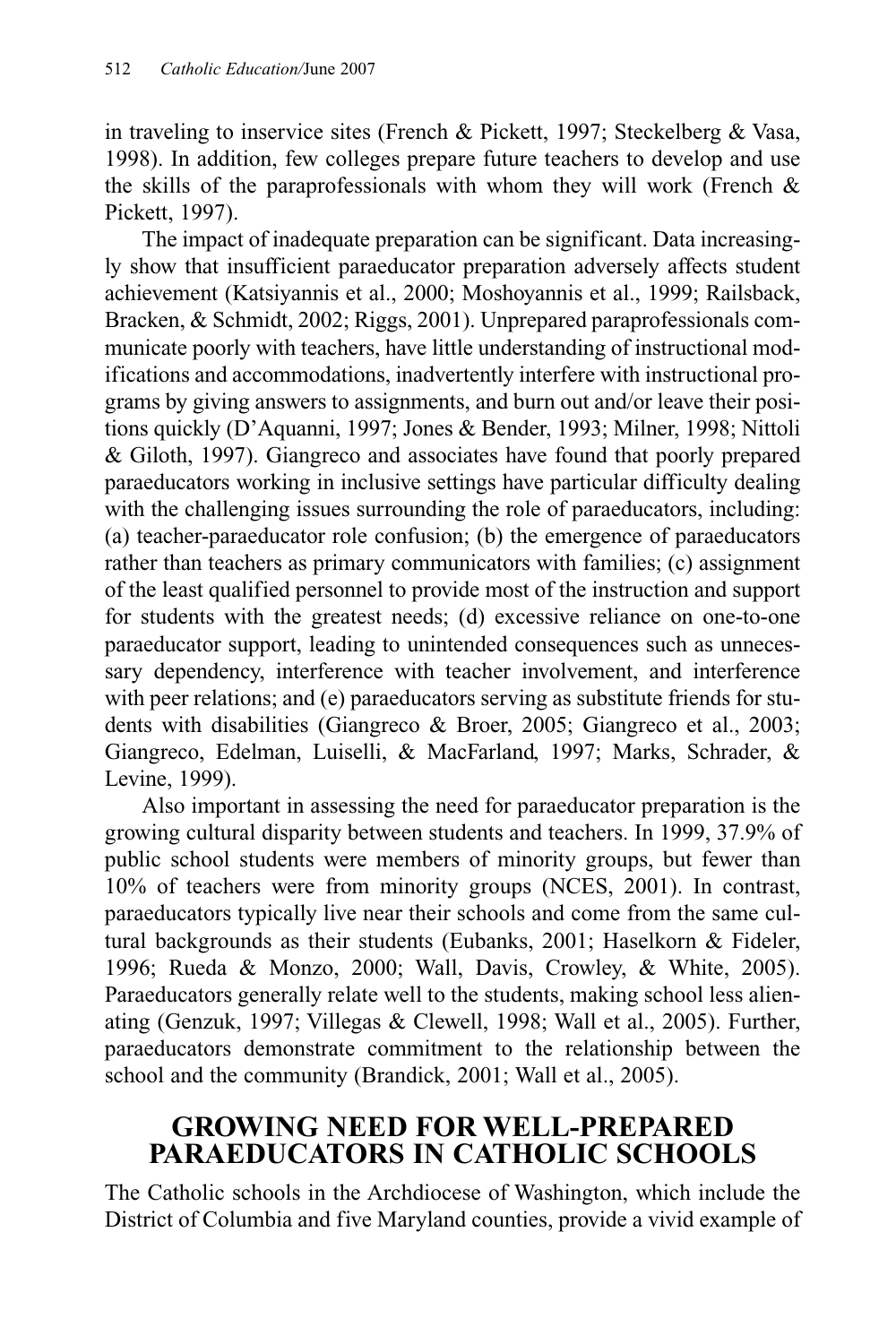in traveling to inservice sites (French & Pickett, 1997; Steckelberg & Vasa, 1998). In addition, few colleges prepare future teachers to develop and use the skills of the paraprofessionals with whom they will work (French & Pickett, 1997).

The impact of inadequate preparation can be significant. Data increasingly show that insufficient paraeducator preparation adversely affects student achievement (Katsiyannis et al., 2000; Moshoyannis et al., 1999; Railsback, Bracken, & Schmidt, 2002; Riggs, 2001). Unprepared paraprofessionals communicate poorly with teachers, have little understanding of instructional modifications and accommodations, inadvertently interfere with instructional programs by giving answers to assignments, and burn out and/or leave their positions quickly (D'Aquanni, 1997; Jones & Bender, 1993; Milner, 1998; Nittoli & Giloth, 1997). Giangreco and associates have found that poorly prepared paraeducators working in inclusive settings have particular difficulty dealing with the challenging issues surrounding the role of paraeducators, including: (a) teacher-paraeducator role confusion; (b) the emergence of paraeducators rather than teachers as primary communicators with families; (c) assignment of the least qualified personnel to provide most of the instruction and support for students with the greatest needs; (d) excessive reliance on one-to-one paraeducator support, leading to unintended consequences such as unnecessary dependency, interference with teacher involvement, and interference with peer relations; and (e) paraeducators serving as substitute friends for students with disabilities (Giangreco & Broer, 2005; Giangreco et al., 2003; Giangreco, Edelman, Luiselli, & MacFarland, 1997; Marks, Schrader, & Levine, 1999).

Also important in assessing the need for paraeducator preparation is the growing cultural disparity between students and teachers. In 1999, 37.9% of public school students were members of minority groups, but fewer than 10% of teachers were from minority groups (NCES, 2001). In contrast, paraeducators typically live near their schools and come from the same cultural backgrounds as their students (Eubanks, 2001; Haselkorn & Fideler, 1996; Rueda & Monzo, 2000; Wall, Davis, Crowley, & White, 2005). Paraeducators generally relate well to the students, making school less alienating (Genzuk, 1997; Villegas & Clewell, 1998; Wall et al., 2005). Further, paraeducators demonstrate commitment to the relationship between the school and the community (Brandick, 2001; Wall et al., 2005).

## GROWING NEED FOR WELL-PREPARED PARAEDUCATORS IN CATHOLIC SCHOOLS

The Catholic schools in the Archdiocese of Washington, which include the District of Columbia and five Maryland counties, provide a vivid example of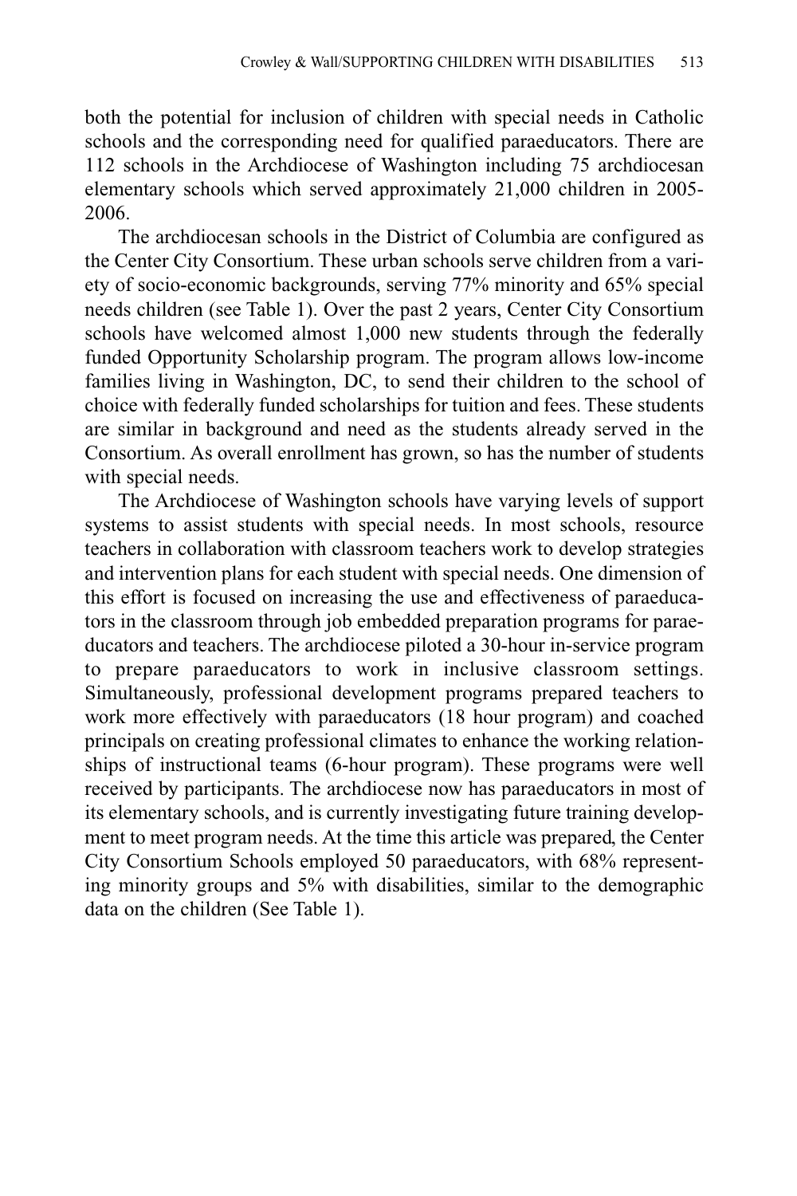both the potential for inclusion of children with special needs in Catholic schools and the corresponding need for qualified paraeducators. There are 112 schools in the Archdiocese of Washington including 75 archdiocesan elementary schools which served approximately 21,000 children in 2005-2006.

The archdiocesan schools in the District of Columbia are configured as the Center City Consortium. These urban schools serve children from a variety of socio-economic backgrounds, serving 77% minority and 65% special needs children (see Table 1). Over the past 2 years, Center City Consortium schools have welcomed almost 1,000 new students through the federally funded Opportunity Scholarship program. The program allows low-income families living in Washington, DC, to send their children to the school of choice with federally funded scholarships for tuition and fees. These students are similar in background and need as the students already served in the Consortium. As overall enrollment has grown, so has the number of students with special needs.

The Archdiocese of Washington schools have varying levels of support systems to assist students with special needs. In most schools, resource teachers in collaboration with classroom teachers work to develop strategies and intervention plans for each student with special needs. One dimension of this effort is focused on increasing the use and effectiveness of paraeducators in the classroom through job embedded preparation programs for paraeducators and teachers. The archdiocese piloted a 30-hour in-service program to prepare paraeducators to work in inclusive classroom settings. Simultaneously, professional development programs prepared teachers to work more effectively with paraeducators (18 hour program) and coached principals on creating professional climates to enhance the working relationships of instructional teams (6-hour program). These programs were well received by participants. The archdiocese now has paraeducators in most of its elementary schools, and is currently investigating future training development to meet program needs. At the time this article was prepared, the Center City Consortium Schools employed 50 paraeducators, with 68% representing minority groups and 5% with disabilities, similar to the demographic data on the children (See Table 1).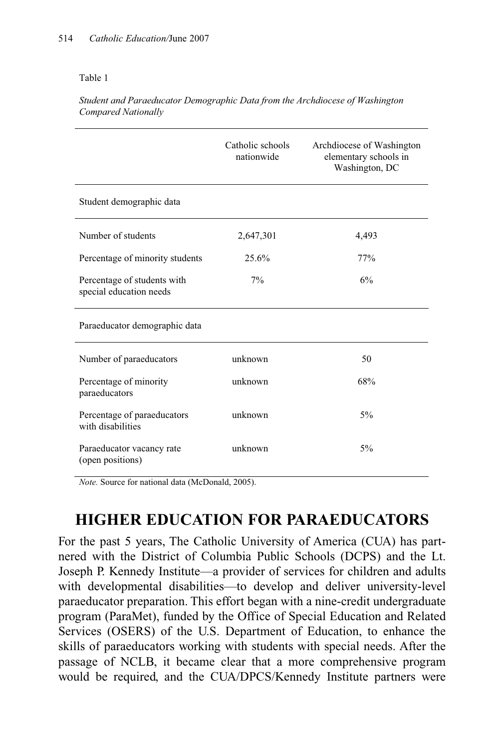Table 1

*Student and Paraeducator Demographic Data from the Archdiocese of Washington Compared Nationally*

| | Catholic schools nationwide | Archdiocese of Washington elementary schools in Washington, DC |
|---|---|---|
| Student demographic data | | |
| Number of students | 2,647,301 | 4,493 |
| Percentage of minority students | 25.6% | 77% |
| Percentage of students with special education needs | 7% | 6% |
| Paraeducator demographic data | | |
| Number of paraeducators | unknown | 50 |
| Percentage of minority paraeducators | unknown | 68% |
| Percentage of paraeducators with disabilities | unknown | 5% |
| Paraeducator vacancy rate (open positions) | unknown | 5% |

*Note.* Source for national data (McDonald, 2005).

## HIGHER EDUCATION FOR PARAEDUCATORS

For the past 5 years, The Catholic University of America (CUA) has partnered with the District of Columbia Public Schools (DCPS) and the Lt. Joseph P. Kennedy Institute—a provider of services for children and adults with developmental disabilities—to develop and deliver university-level paraeducator preparation. This effort began with a nine-credit undergraduate program (ParaMet), funded by the Office of Special Education and Related Services (OSERS) of the U.S. Department of Education, to enhance the skills of paraeducators working with students with special needs. After the passage of NCLB, it became clear that a more comprehensive program would be required, and the CUA/DPCS/Kennedy Institute partners were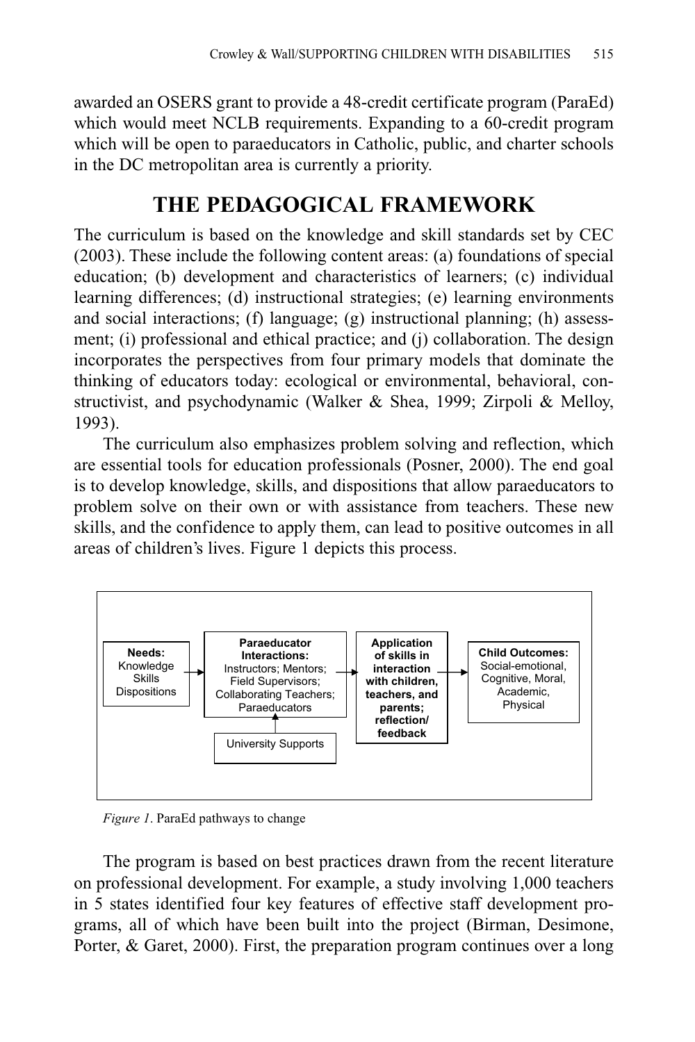awarded an OSERS grant to provide a 48-credit certificate program (ParaEd) which would meet NCLB requirements. Expanding to a 60-credit program which will be open to paraeducators in Catholic, public, and charter schools in the DC metropolitan area is currently a priority.

## THE PEDAGOGICAL FRAMEWORK

The curriculum is based on the knowledge and skill standards set by CEC (2003). These include the following content areas: (a) foundations of special education; (b) development and characteristics of learners; (c) individual learning differences; (d) instructional strategies; (e) learning environments and social interactions; (f) language; (g) instructional planning; (h) assessment; (i) professional and ethical practice; and (j) collaboration. The design incorporates the perspectives from four primary models that dominate the thinking of educators today: ecological or environmental, behavioral, constructivist, and psychodynamic (Walker & Shea, 1999; Zirpoli & Melloy, 1993).

The curriculum also emphasizes problem solving and reflection, which are essential tools for education professionals (Posner, 2000). The end goal is to develop knowledge, skills, and dispositions that allow paraeducators to problem solve on their own or with assistance from teachers. These new skills, and the confidence to apply them, can lead to positive outcomes in all areas of children's lives. Figure 1 depicts this process.

**Needs:** Knowledge, Skills, Dispositions → **Paraeducator Interactions:** Instructors; Mentors; Field Supervisors; Collaborating Teachers; Paraeducators (← University Supports) → **Application of skills in interaction with children, teachers, and parents; reflection/ feedback** → **Child Outcomes:** Social-emotional, Cognitive, Moral, Academic, Physical

*Figure 1*. ParaEd pathways to change

The program is based on best practices drawn from the recent literature on professional development. For example, a study involving 1,000 teachers in 5 states identified four key features of effective staff development programs, all of which have been built into the project (Birman, Desimone, Porter, & Garet, 2000). First, the preparation program continues over a long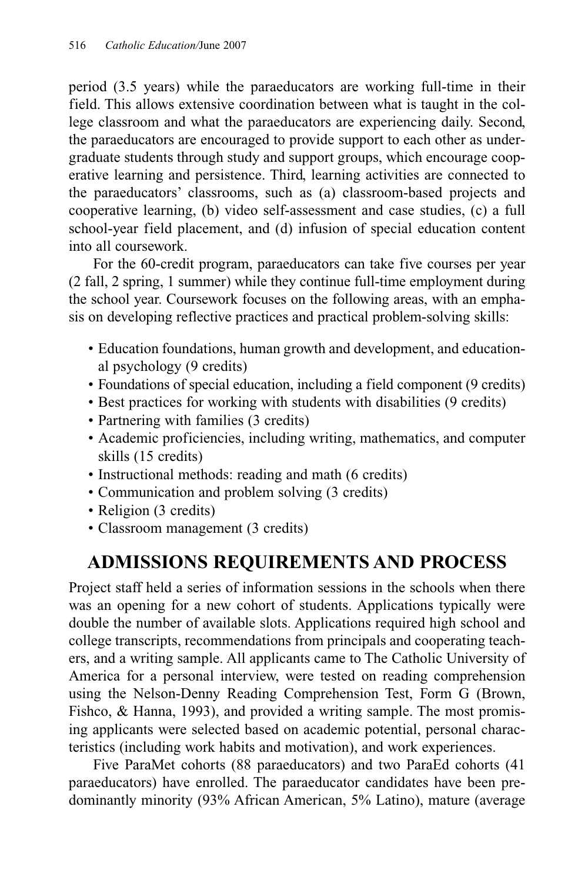period (3.5 years) while the paraeducators are working full-time in their field. This allows extensive coordination between what is taught in the college classroom and what the paraeducators are experiencing daily. Second, the paraeducators are encouraged to provide support to each other as undergraduate students through study and support groups, which encourage cooperative learning and persistence. Third, learning activities are connected to the paraeducators' classrooms, such as (a) classroom-based projects and cooperative learning, (b) video self-assessment and case studies, (c) a full school-year field placement, and (d) infusion of special education content into all coursework.

For the 60-credit program, paraeducators can take five courses per year (2 fall, 2 spring, 1 summer) while they continue full-time employment during the school year. Coursework focuses on the following areas, with an emphasis on developing reflective practices and practical problem-solving skills:

- Education foundations, human growth and development, and educational psychology (9 credits)
- Foundations of special education, including a field component (9 credits)
- Best practices for working with students with disabilities (9 credits)
- Partnering with families (3 credits)
- Academic proficiencies, including writing, mathematics, and computer skills (15 credits)
- Instructional methods: reading and math (6 credits)
- Communication and problem solving (3 credits)
- Religion (3 credits)
- Classroom management (3 credits)

## ADMISSIONS REQUIREMENTS AND PROCESS

Project staff held a series of information sessions in the schools when there was an opening for a new cohort of students. Applications typically were double the number of available slots. Applications required high school and college transcripts, recommendations from principals and cooperating teachers, and a writing sample. All applicants came to The Catholic University of America for a personal interview, were tested on reading comprehension using the Nelson-Denny Reading Comprehension Test, Form G (Brown, Fishco, & Hanna, 1993), and provided a writing sample. The most promising applicants were selected based on academic potential, personal characteristics (including work habits and motivation), and work experiences.

Five ParaMet cohorts (88 paraeducators) and two ParaEd cohorts (41 paraeducators) have enrolled. The paraeducator candidates have been predominantly minority (93% African American, 5% Latino), mature (average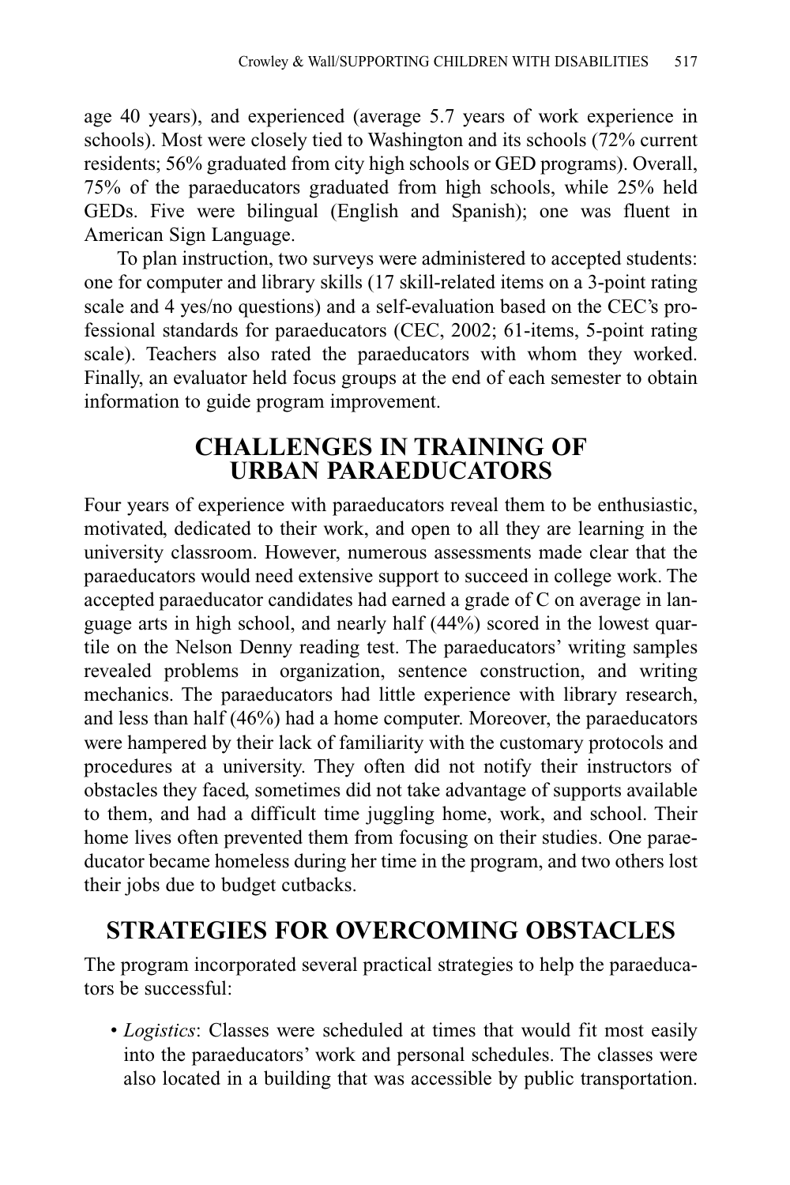age 40 years), and experienced (average 5.7 years of work experience in schools). Most were closely tied to Washington and its schools (72% current residents; 56% graduated from city high schools or GED programs). Overall, 75% of the paraeducators graduated from high schools, while 25% held GEDs. Five were bilingual (English and Spanish); one was fluent in American Sign Language.

To plan instruction, two surveys were administered to accepted students: one for computer and library skills (17 skill-related items on a 3-point rating scale and 4 yes/no questions) and a self-evaluation based on the CEC's professional standards for paraeducators (CEC, 2002; 61-items, 5-point rating scale). Teachers also rated the paraeducators with whom they worked. Finally, an evaluator held focus groups at the end of each semester to obtain information to guide program improvement.

## CHALLENGES IN TRAINING OF URBAN PARAEDUCATORS

Four years of experience with paraeducators reveal them to be enthusiastic, motivated, dedicated to their work, and open to all they are learning in the university classroom. However, numerous assessments made clear that the paraeducators would need extensive support to succeed in college work. The accepted paraeducator candidates had earned a grade of C on average in language arts in high school, and nearly half (44%) scored in the lowest quartile on the Nelson Denny reading test. The paraeducators' writing samples revealed problems in organization, sentence construction, and writing mechanics. The paraeducators had little experience with library research, and less than half (46%) had a home computer. Moreover, the paraeducators were hampered by their lack of familiarity with the customary protocols and procedures at a university. They often did not notify their instructors of obstacles they faced, sometimes did not take advantage of supports available to them, and had a difficult time juggling home, work, and school. Their home lives often prevented them from focusing on their studies. One paraeducator became homeless during her time in the program, and two others lost their jobs due to budget cutbacks.

## STRATEGIES FOR OVERCOMING OBSTACLES

The program incorporated several practical strategies to help the paraeducators be successful:

- *Logistics*: Classes were scheduled at times that would fit most easily into the paraeducators' work and personal schedules. The classes were also located in a building that was accessible by public transportation.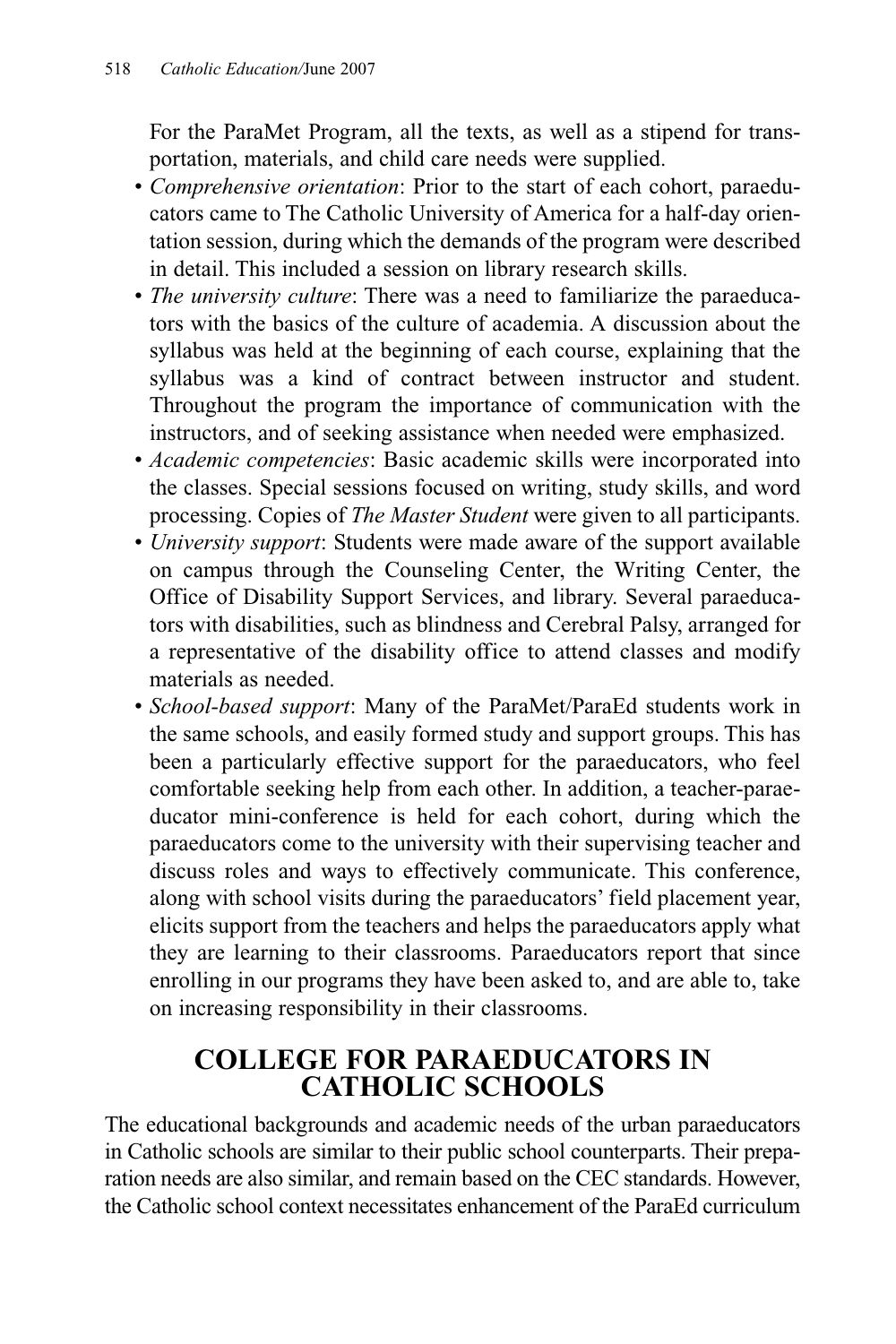For the ParaMet Program, all the texts, as well as a stipend for transportation, materials, and child care needs were supplied.

- *Comprehensive orientation*: Prior to the start of each cohort, paraeducators came to The Catholic University of America for a half-day orientation session, during which the demands of the program were described in detail. This included a session on library research skills.
- *The university culture*: There was a need to familiarize the paraeducators with the basics of the culture of academia. A discussion about the syllabus was held at the beginning of each course, explaining that the syllabus was a kind of contract between instructor and student. Throughout the program the importance of communication with the instructors, and of seeking assistance when needed were emphasized.
- *Academic competencies*: Basic academic skills were incorporated into the classes. Special sessions focused on writing, study skills, and word processing. Copies of *The Master Student* were given to all participants.
- *University support*: Students were made aware of the support available on campus through the Counseling Center, the Writing Center, the Office of Disability Support Services, and library. Several paraeducators with disabilities, such as blindness and Cerebral Palsy, arranged for a representative of the disability office to attend classes and modify materials as needed.
- *School-based support*: Many of the ParaMet/ParaEd students work in the same schools, and easily formed study and support groups. This has been a particularly effective support for the paraeducators, who feel comfortable seeking help from each other. In addition, a teacher-paraeducator mini-conference is held for each cohort, during which the paraeducators come to the university with their supervising teacher and discuss roles and ways to effectively communicate. This conference, along with school visits during the paraeducators' field placement year, elicits support from the teachers and helps the paraeducators apply what they are learning to their classrooms. Paraeducators report that since enrolling in our programs they have been asked to, and are able to, take on increasing responsibility in their classrooms.

## COLLEGE FOR PARAEDUCATORS IN CATHOLIC SCHOOLS

The educational backgrounds and academic needs of the urban paraeducators in Catholic schools are similar to their public school counterparts. Their preparation needs are also similar, and remain based on the CEC standards. However, the Catholic school context necessitates enhancement of the ParaEd curriculum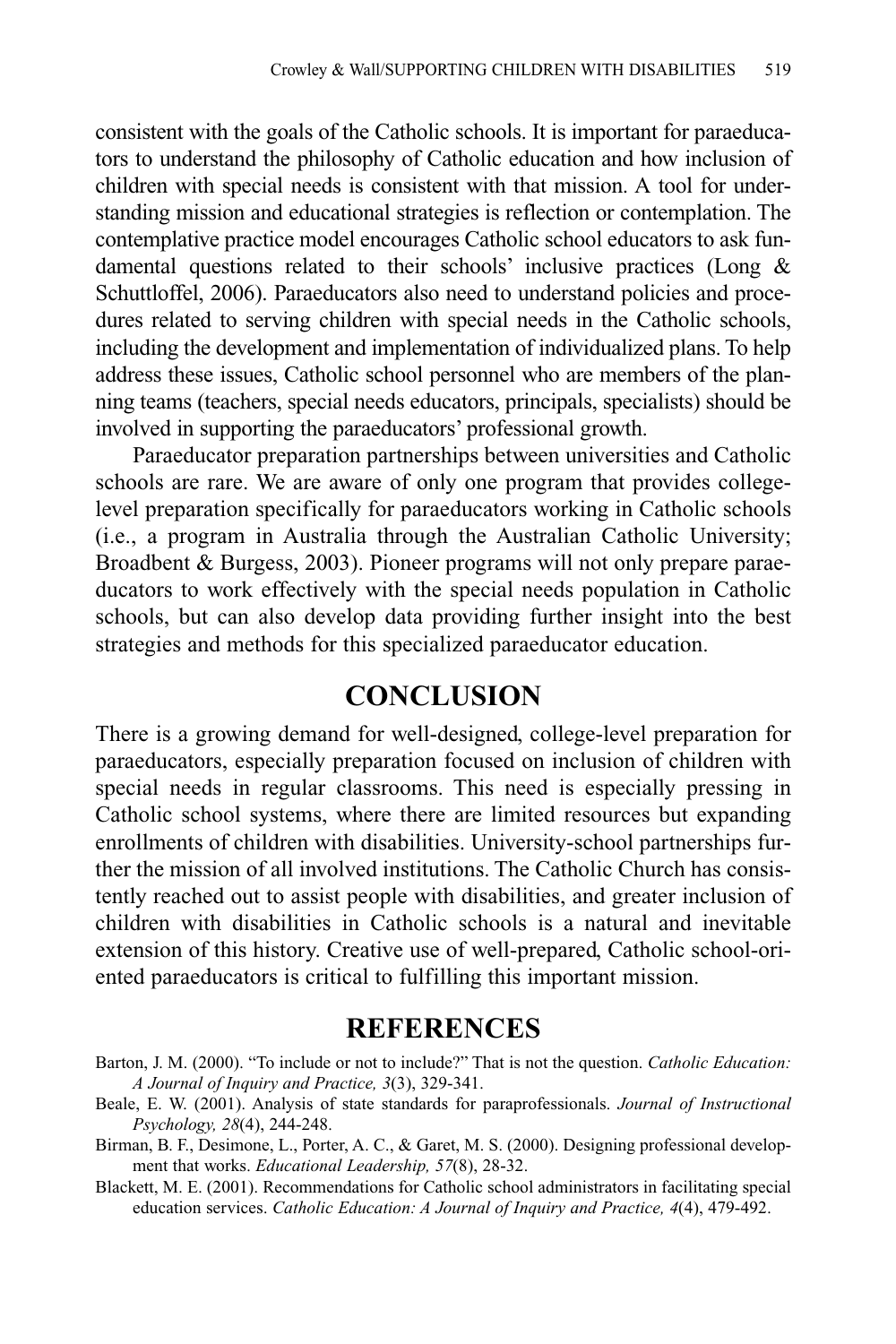consistent with the goals of the Catholic schools. It is important for paraeducators to understand the philosophy of Catholic education and how inclusion of children with special needs is consistent with that mission. A tool for understanding mission and educational strategies is reflection or contemplation. The contemplative practice model encourages Catholic school educators to ask fundamental questions related to their schools' inclusive practices (Long & Schuttloffel, 2006). Paraeducators also need to understand policies and procedures related to serving children with special needs in the Catholic schools, including the development and implementation of individualized plans. To help address these issues, Catholic school personnel who are members of the planning teams (teachers, special needs educators, principals, specialists) should be involved in supporting the paraeducators' professional growth.

Paraeducator preparation partnerships between universities and Catholic schools are rare. We are aware of only one program that provides college-level preparation specifically for paraeducators working in Catholic schools (i.e., a program in Australia through the Australian Catholic University; Broadbent & Burgess, 2003). Pioneer programs will not only prepare paraeducators to work effectively with the special needs population in Catholic schools, but can also develop data providing further insight into the best strategies and methods for this specialized paraeducator education.

## CONCLUSION

There is a growing demand for well-designed, college-level preparation for paraeducators, especially preparation focused on inclusion of children with special needs in regular classrooms. This need is especially pressing in Catholic school systems, where there are limited resources but expanding enrollments of children with disabilities. University-school partnerships further the mission of all involved institutions. The Catholic Church has consistently reached out to assist people with disabilities, and greater inclusion of children with disabilities in Catholic schools is a natural and inevitable extension of this history. Creative use of well-prepared, Catholic school-oriented paraeducators is critical to fulfilling this important mission.

## REFERENCES

Barton, J. M. (2000). "To include or not to include?" That is not the question. *Catholic Education: A Journal of Inquiry and Practice, 3*(3), 329-341.

Beale, E. W. (2001). Analysis of state standards for paraprofessionals. *Journal of Instructional Psychology, 28*(4), 244-248.

Birman, B. F., Desimone, L., Porter, A. C., & Garet, M. S. (2000). Designing professional development that works. *Educational Leadership, 57*(8), 28-32.

Blackett, M. E. (2001). Recommendations for Catholic school administrators in facilitating special education services. *Catholic Education: A Journal of Inquiry and Practice, 4*(4), 479-492.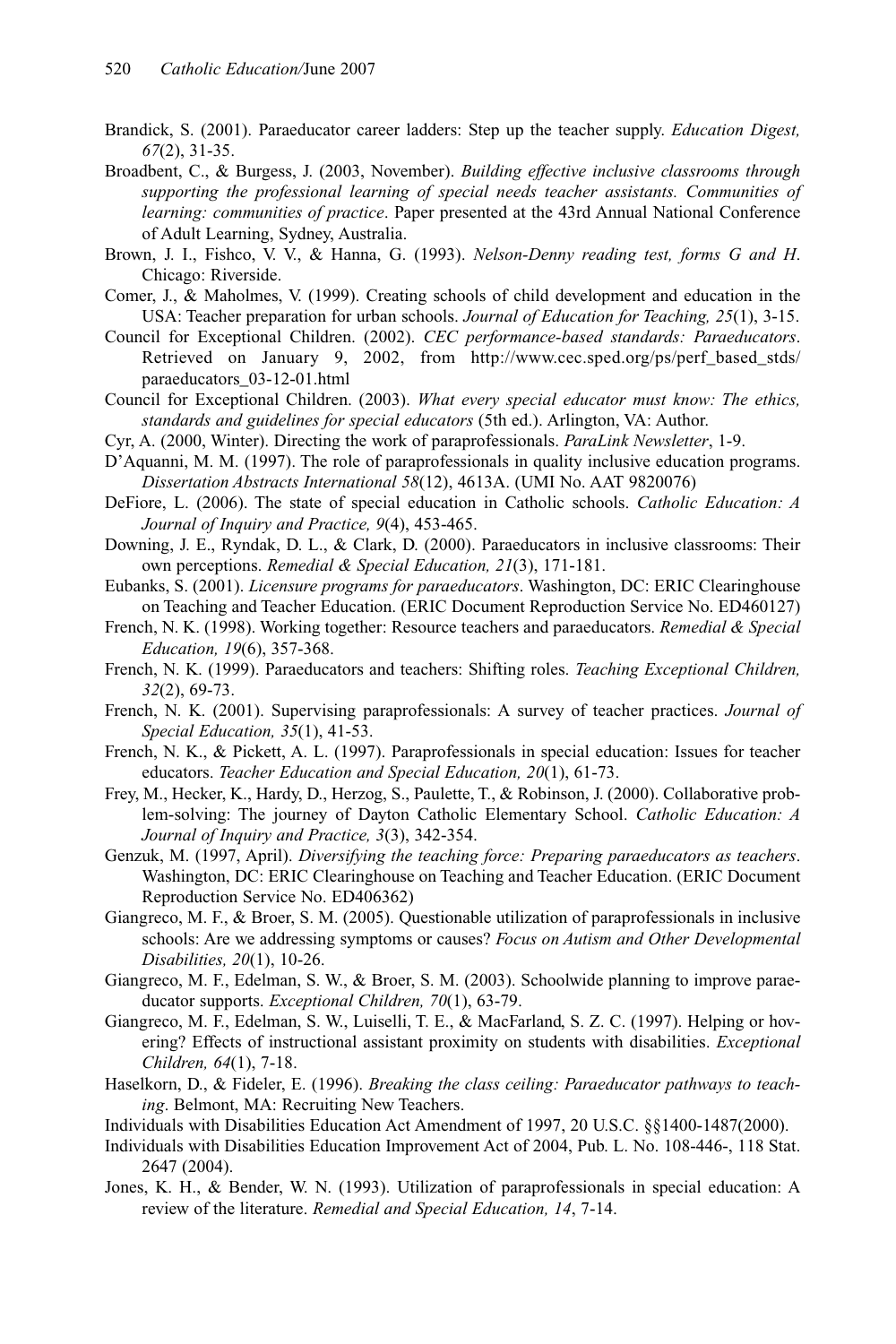Brandick, S. (2001). Paraeducator career ladders: Step up the teacher supply. *Education Digest, 67*(2), 31-35.

Broadbent, C., & Burgess, J. (2003, November). *Building effective inclusive classrooms through supporting the professional learning of special needs teacher assistants. Communities of learning: communities of practice*. Paper presented at the 43rd Annual National Conference of Adult Learning, Sydney, Australia.

Brown, J. I., Fishco, V. V., & Hanna, G. (1993). *Nelson-Denny reading test, forms G and H*. Chicago: Riverside.

Comer, J., & Maholmes, V. (1999). Creating schools of child development and education in the USA: Teacher preparation for urban schools. *Journal of Education for Teaching, 25*(1), 3-15.

Council for Exceptional Children. (2002). *CEC performance-based standards: Paraeducators*. Retrieved on January 9, 2002, from http://www.cec.sped.org/ps/perf_based_stds/paraeducators_03-12-01.html

Council for Exceptional Children. (2003). *What every special educator must know: The ethics, standards and guidelines for special educators* (5th ed.). Arlington, VA: Author.

Cyr, A. (2000, Winter). Directing the work of paraprofessionals. *ParaLink Newsletter*, 1-9.

D'Aquanni, M. M. (1997). The role of paraprofessionals in quality inclusive education programs. *Dissertation Abstracts International 58*(12), 4613A. (UMI No. AAT 9820076)

DeFiore, L. (2006). The state of special education in Catholic schools. *Catholic Education: A Journal of Inquiry and Practice, 9*(4), 453-465.

Downing, J. E., Ryndak, D. L., & Clark, D. (2000). Paraeducators in inclusive classrooms: Their own perceptions. *Remedial & Special Education, 21*(3), 171-181.

Eubanks, S. (2001). *Licensure programs for paraeducators*. Washington, DC: ERIC Clearinghouse on Teaching and Teacher Education. (ERIC Document Reproduction Service No. ED460127)

French, N. K. (1998). Working together: Resource teachers and paraeducators. *Remedial & Special Education, 19*(6), 357-368.

French, N. K. (1999). Paraeducators and teachers: Shifting roles. *Teaching Exceptional Children, 32*(2), 69-73.

French, N. K. (2001). Supervising paraprofessionals: A survey of teacher practices. *Journal of Special Education, 35*(1), 41-53.

French, N. K., & Pickett, A. L. (1997). Paraprofessionals in special education: Issues for teacher educators. *Teacher Education and Special Education, 20*(1), 61-73.

Frey, M., Hecker, K., Hardy, D., Herzog, S., Paulette, T., & Robinson, J. (2000). Collaborative problem-solving: The journey of Dayton Catholic Elementary School. *Catholic Education: A Journal of Inquiry and Practice, 3*(3), 342-354.

Genzuk, M. (1997, April). *Diversifying the teaching force: Preparing paraeducators as teachers*. Washington, DC: ERIC Clearinghouse on Teaching and Teacher Education. (ERIC Document Reproduction Service No. ED406362)

Giangreco, M. F., & Broer, S. M. (2005). Questionable utilization of paraprofessionals in inclusive schools: Are we addressing symptoms or causes? *Focus on Autism and Other Developmental Disabilities, 20*(1), 10-26.

Giangreco, M. F., Edelman, S. W., & Broer, S. M. (2003). Schoolwide planning to improve paraeducator supports. *Exceptional Children, 70*(1), 63-79.

Giangreco, M. F., Edelman, S. W., Luiselli, T. E., & MacFarland, S. Z. C. (1997). Helping or hovering? Effects of instructional assistant proximity on students with disabilities. *Exceptional Children, 64*(1), 7-18.

Haselkorn, D., & Fideler, E. (1996). *Breaking the class ceiling: Paraeducator pathways to teaching*. Belmont, MA: Recruiting New Teachers.

Individuals with Disabilities Education Act Amendment of 1997, 20 U.S.C. §§1400-1487(2000).

Individuals with Disabilities Education Improvement Act of 2004, Pub. L. No. 108-446-, 118 Stat. 2647 (2004).

Jones, K. H., & Bender, W. N. (1993). Utilization of paraprofessionals in special education: A review of the literature. *Remedial and Special Education, 14*, 7-14.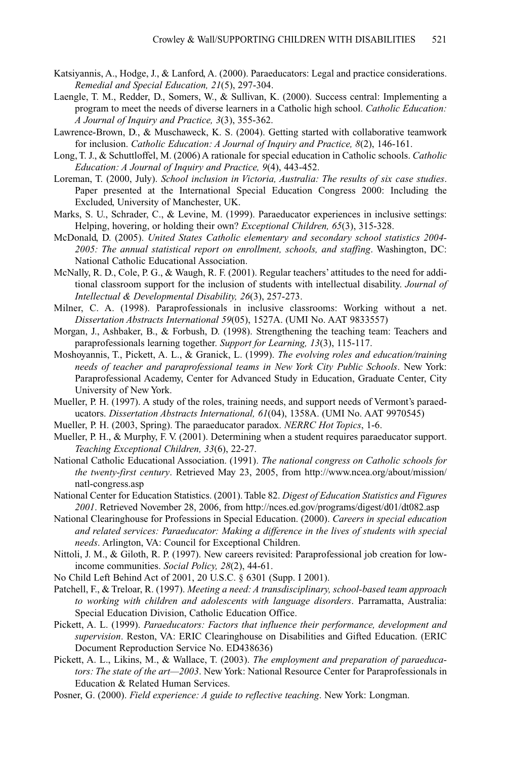Katsiyannis, A., Hodge, J., & Lanford, A. (2000). Paraeducators: Legal and practice considerations. *Remedial and Special Education, 21*(5), 297-304.

Laengle, T. M., Redder, D., Somers, W., & Sullivan, K. (2000). Success central: Implementing a program to meet the needs of diverse learners in a Catholic high school. *Catholic Education: A Journal of Inquiry and Practice, 3*(3), 355-362.

Lawrence-Brown, D., & Muschaweck, K. S. (2004). Getting started with collaborative teamwork for inclusion. *Catholic Education: A Journal of Inquiry and Practice, 8*(2), 146-161.

Long, T. J., & Schuttloffel, M. (2006) A rationale for special education in Catholic schools. *Catholic Education: A Journal of Inquiry and Practice, 9*(4), 443-452.

Loreman, T. (2000, July). *School inclusion in Victoria, Australia: The results of six case studies*. Paper presented at the International Special Education Congress 2000: Including the Excluded, University of Manchester, UK.

Marks, S. U., Schrader, C., & Levine, M. (1999). Paraeducator experiences in inclusive settings: Helping, hovering, or holding their own? *Exceptional Children, 65*(3), 315-328.

McDonald, D. (2005). *United States Catholic elementary and secondary school statistics 2004-2005: The annual statistical report on enrollment, schools, and staffing*. Washington, DC: National Catholic Educational Association.

McNally, R. D., Cole, P. G., & Waugh, R. F. (2001). Regular teachers' attitudes to the need for additional classroom support for the inclusion of students with intellectual disability. *Journal of Intellectual & Developmental Disability, 26*(3), 257-273.

Milner, C. A. (1998). Paraprofessionals in inclusive classrooms: Working without a net. *Dissertation Abstracts International 59*(05), 1527A. (UMI No. AAT 9833557)

Morgan, J., Ashbaker, B., & Forbush, D. (1998). Strengthening the teaching team: Teachers and paraprofessionals learning together. *Support for Learning, 13*(3), 115-117.

Moshoyannis, T., Pickett, A. L., & Granick, L. (1999). *The evolving roles and education/training needs of teacher and paraprofessional teams in New York City Public Schools*. New York: Paraprofessional Academy, Center for Advanced Study in Education, Graduate Center, City University of New York.

Mueller, P. H. (1997). A study of the roles, training needs, and support needs of Vermont's paraeducators. *Dissertation Abstracts International, 61*(04), 1358A. (UMI No. AAT 9970545)

Mueller, P. H. (2003, Spring). The paraeducator paradox. *NERRC Hot Topics*, 1-6.

Mueller, P. H., & Murphy, F. V. (2001). Determining when a student requires paraeducator support. *Teaching Exceptional Children, 33*(6), 22-27.

National Catholic Educational Association. (1991). *The national congress on Catholic schools for the twenty-first century*. Retrieved May 23, 2005, from http://www.ncea.org/about/mission/natl-congress.asp

National Center for Education Statistics. (2001). Table 82. *Digest of Education Statistics and Figures 2001*. Retrieved November 28, 2006, from http://nces.ed.gov/programs/digest/d01/dt082.asp

National Clearinghouse for Professions in Special Education. (2000). *Careers in special education and related services: Paraeducator: Making a difference in the lives of students with special needs*. Arlington, VA: Council for Exceptional Children.

Nittoli, J. M., & Giloth, R. P. (1997). New careers revisited: Paraprofessional job creation for low-income communities. *Social Policy, 28*(2), 44-61.

No Child Left Behind Act of 2001, 20 U.S.C. § 6301 (Supp. I 2001).

Patchell, F., & Treloar, R. (1997). *Meeting a need: A transdisciplinary, school-based team approach to working with children and adolescents with language disorders*. Parramatta, Australia: Special Education Division, Catholic Education Office.

Pickett, A. L. (1999). *Paraeducators: Factors that influence their performance, development and supervision*. Reston, VA: ERIC Clearinghouse on Disabilities and Gifted Education. (ERIC Document Reproduction Service No. ED438636)

Pickett, A. L., Likins, M., & Wallace, T. (2003). *The employment and preparation of paraeducators: The state of the art—2003*. New York: National Resource Center for Paraprofessionals in Education & Related Human Services.

Posner, G. (2000). *Field experience: A guide to reflective teaching*. New York: Longman.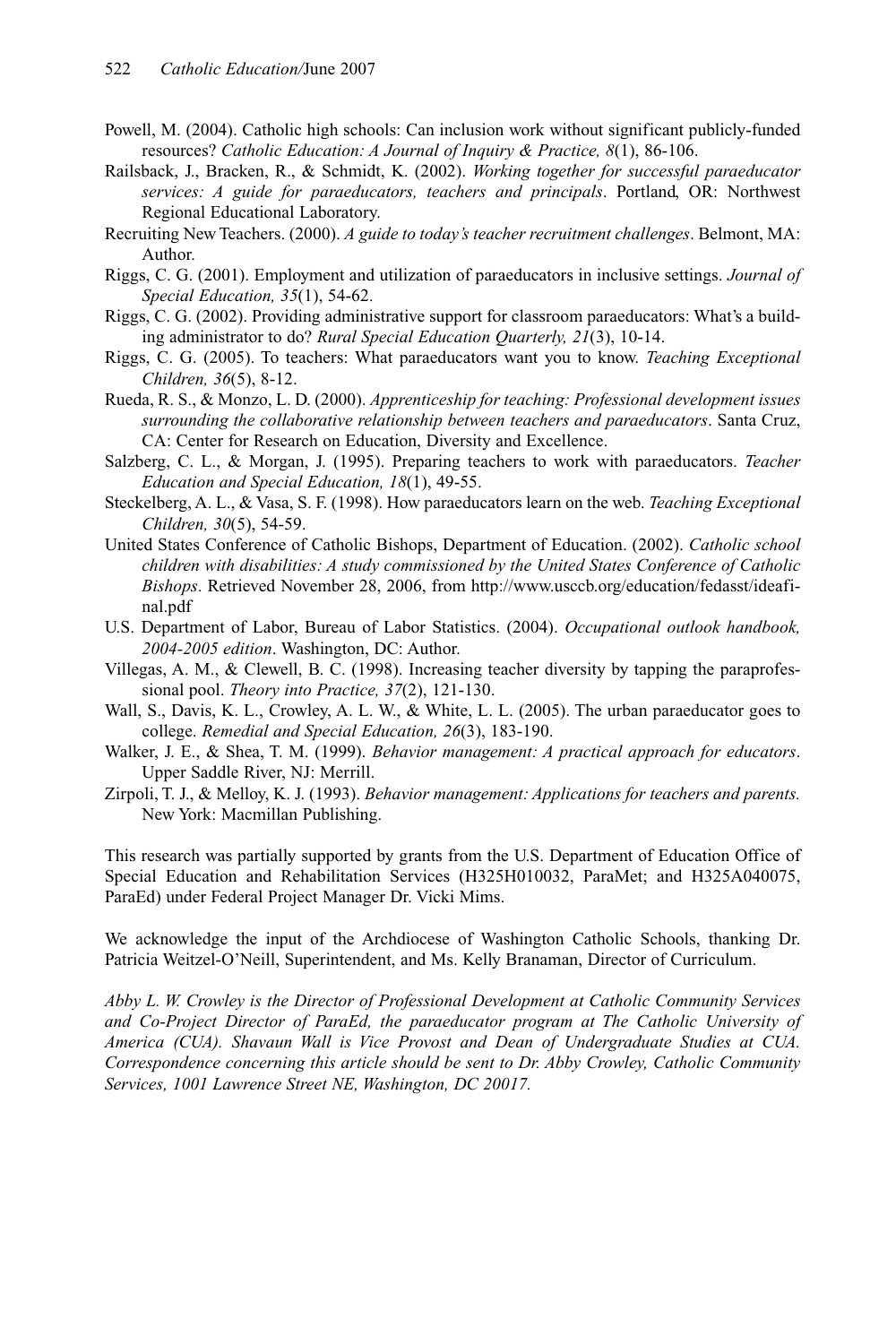Powell, M. (2004). Catholic high schools: Can inclusion work without significant publicly-funded resources? *Catholic Education: A Journal of Inquiry & Practice, 8*(1), 86-106.

Railsback, J., Bracken, R., & Schmidt, K. (2002). *Working together for successful paraeducator services: A guide for paraeducators, teachers and principals*. Portland, OR: Northwest Regional Educational Laboratory.

Recruiting New Teachers. (2000). *A guide to today's teacher recruitment challenges*. Belmont, MA: Author.

Riggs, C. G. (2001). Employment and utilization of paraeducators in inclusive settings. *Journal of Special Education, 35*(1), 54-62.

Riggs, C. G. (2002). Providing administrative support for classroom paraeducators: What's a building administrator to do? *Rural Special Education Quarterly, 21*(3), 10-14.

Riggs, C. G. (2005). To teachers: What paraeducators want you to know. *Teaching Exceptional Children, 36*(5), 8-12.

Rueda, R. S., & Monzo, L. D. (2000). *Apprenticeship for teaching: Professional development issues surrounding the collaborative relationship between teachers and paraeducators*. Santa Cruz, CA: Center for Research on Education, Diversity and Excellence.

Salzberg, C. L., & Morgan, J. (1995). Preparing teachers to work with paraeducators. *Teacher Education and Special Education, 18*(1), 49-55.

Steckelberg, A. L., & Vasa, S. F. (1998). How paraeducators learn on the web. *Teaching Exceptional Children, 30*(5), 54-59.

United States Conference of Catholic Bishops, Department of Education. (2002). *Catholic school children with disabilities: A study commissioned by the United States Conference of Catholic Bishops*. Retrieved November 28, 2006, from http://www.usccb.org/education/fedasst/ideafinal.pdf

U.S. Department of Labor, Bureau of Labor Statistics. (2004). *Occupational outlook handbook, 2004-2005 edition*. Washington, DC: Author.

Villegas, A. M., & Clewell, B. C. (1998). Increasing teacher diversity by tapping the paraprofessional pool. *Theory into Practice, 37*(2), 121-130.

Wall, S., Davis, K. L., Crowley, A. L. W., & White, L. L. (2005). The urban paraeducator goes to college. *Remedial and Special Education, 26*(3), 183-190.

Walker, J. E., & Shea, T. M. (1999). *Behavior management: A practical approach for educators*. Upper Saddle River, NJ: Merrill.

Zirpoli, T. J., & Melloy, K. J. (1993). *Behavior management: Applications for teachers and parents.* New York: Macmillan Publishing.

This research was partially supported by grants from the U.S. Department of Education Office of Special Education and Rehabilitation Services (H325H010032, ParaMet; and H325A040075, ParaEd) under Federal Project Manager Dr. Vicki Mims.

We acknowledge the input of the Archdiocese of Washington Catholic Schools, thanking Dr. Patricia Weitzel-O'Neill, Superintendent, and Ms. Kelly Branaman, Director of Curriculum.

*Abby L. W. Crowley is the Director of Professional Development at Catholic Community Services and Co-Project Director of ParaEd, the paraeducator program at The Catholic University of America (CUA). Shavaun Wall is Vice Provost and Dean of Undergraduate Studies at CUA. Correspondence concerning this article should be sent to Dr. Abby Crowley, Catholic Community Services, 1001 Lawrence Street NE, Washington, DC 20017.*